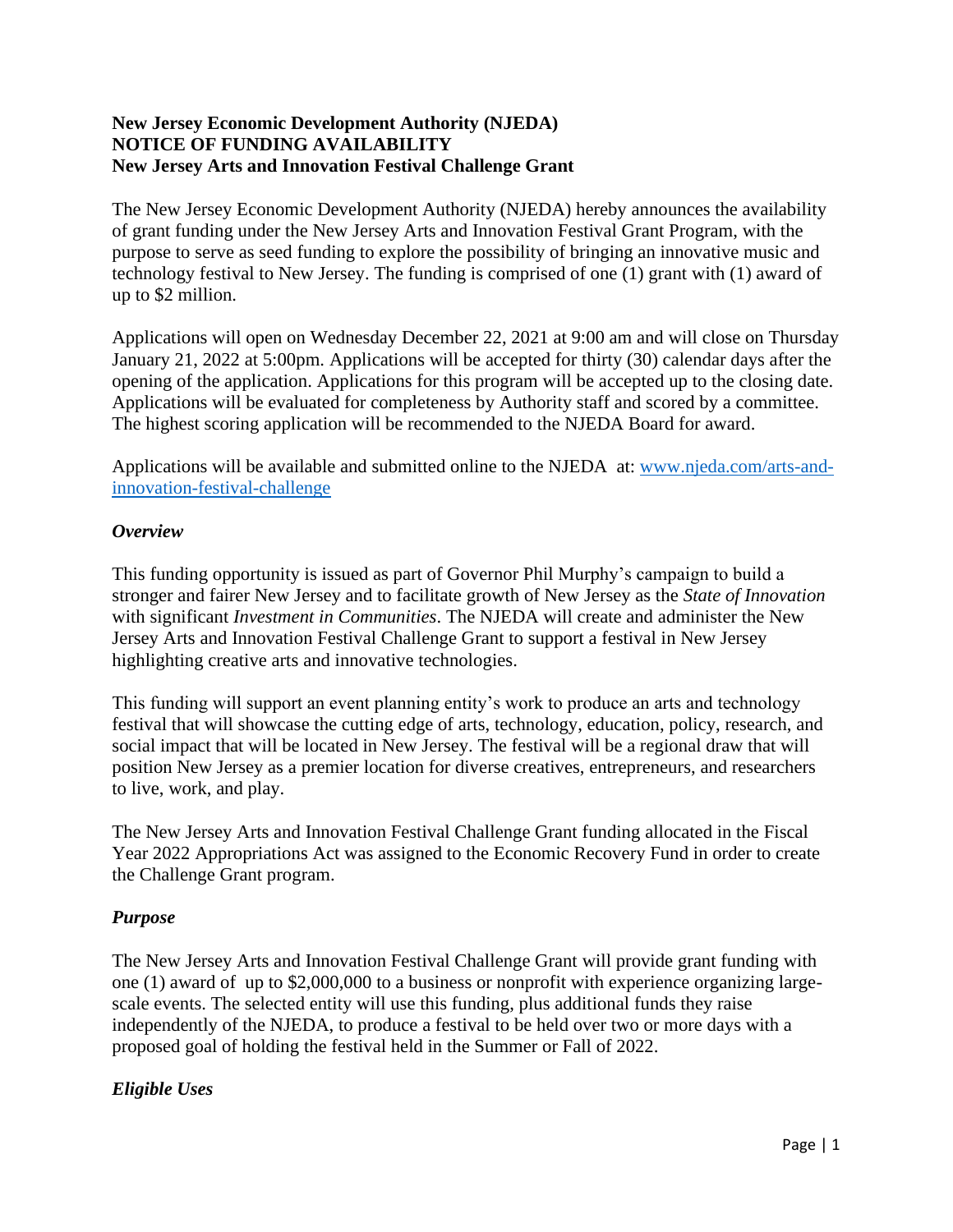**New Jersey Economic Development Authority (NJEDA)**
**NOTICE OF FUNDING AVAILABILITY**
**New Jersey Arts and Innovation Festival Challenge Grant**

The New Jersey Economic Development Authority (NJEDA) hereby announces the availability of grant funding under the New Jersey Arts and Innovation Festival Grant Program, with the purpose to serve as seed funding to explore the possibility of bringing an innovative music and technology festival to New Jersey. The funding is comprised of one (1) grant with (1) award of up to $2 million.

Applications will open on Wednesday December 22, 2021 at 9:00 am and will close on Thursday January 21, 2022 at 5:00pm. Applications will be accepted for thirty (30) calendar days after the opening of the application. Applications for this program will be accepted up to the closing date. Applications will be evaluated for completeness by Authority staff and scored by a committee. The highest scoring application will be recommended to the NJEDA Board for award.

Applications will be available and submitted online to the NJEDA at: [www.njeda.com/arts-and-innovation-festival-challenge](www.njeda.com/arts-and-innovation-festival-challenge)

### *Overview*

This funding opportunity is issued as part of Governor Phil Murphy's campaign to build a stronger and fairer New Jersey and to facilitate growth of New Jersey as the *State of Innovation* with significant *Investment in Communities*. The NJEDA will create and administer the New Jersey Arts and Innovation Festival Challenge Grant to support a festival in New Jersey highlighting creative arts and innovative technologies.

This funding will support an event planning entity's work to produce an arts and technology festival that will showcase the cutting edge of arts, technology, education, policy, research, and social impact that will be located in New Jersey. The festival will be a regional draw that will position New Jersey as a premier location for diverse creatives, entrepreneurs, and researchers to live, work, and play.

The New Jersey Arts and Innovation Festival Challenge Grant funding allocated in the Fiscal Year 2022 Appropriations Act was assigned to the Economic Recovery Fund in order to create the Challenge Grant program.

### *Purpose*

The New Jersey Arts and Innovation Festival Challenge Grant will provide grant funding with one (1) award of up to $2,000,000 to a business or nonprofit with experience organizing large-scale events. The selected entity will use this funding, plus additional funds they raise independently of the NJEDA, to produce a festival to be held over two or more days with a proposed goal of holding the festival held in the Summer or Fall of 2022.

### *Eligible Uses*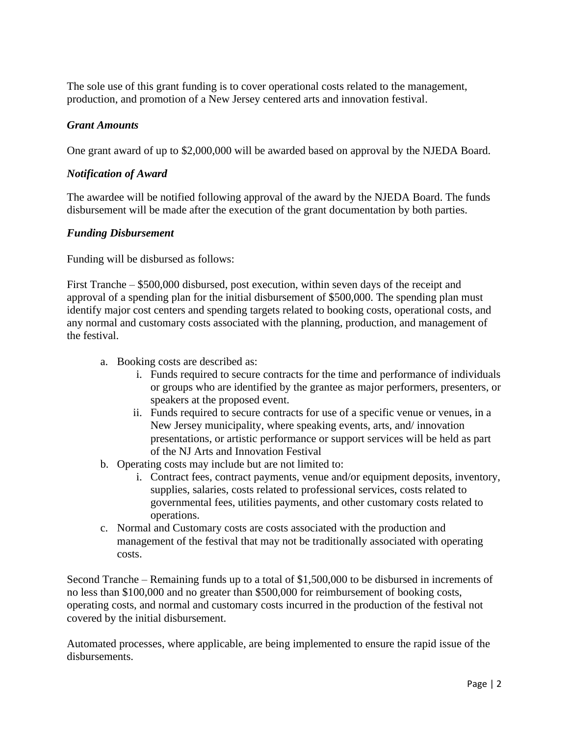The sole use of this grant funding is to cover operational costs related to the management, production, and promotion of a New Jersey centered arts and innovation festival.

***Grant Amounts***

One grant award of up to $2,000,000 will be awarded based on approval by the NJEDA Board.

***Notification of Award***

The awardee will be notified following approval of the award by the NJEDA Board. The funds disbursement will be made after the execution of the grant documentation by both parties.

***Funding Disbursement***

Funding will be disbursed as follows:

First Tranche – $500,000 disbursed, post execution, within seven days of the receipt and approval of a spending plan for the initial disbursement of $500,000. The spending plan must identify major cost centers and spending targets related to booking costs, operational costs, and any normal and customary costs associated with the planning, production, and management of the festival.

a. Booking costs are described as:
   i. Funds required to secure contracts for the time and performance of individuals or groups who are identified by the grantee as major performers, presenters, or speakers at the proposed event.
   ii. Funds required to secure contracts for use of a specific venue or venues, in a New Jersey municipality, where speaking events, arts, and/ innovation presentations, or artistic performance or support services will be held as part of the NJ Arts and Innovation Festival
b. Operating costs may include but are not limited to:
   i. Contract fees, contract payments, venue and/or equipment deposits, inventory, supplies, salaries, costs related to professional services, costs related to governmental fees, utilities payments, and other customary costs related to operations.
c. Normal and Customary costs are costs associated with the production and management of the festival that may not be traditionally associated with operating costs.

Second Tranche – Remaining funds up to a total of $1,500,000 to be disbursed in increments of no less than $100,000 and no greater than $500,000 for reimbursement of booking costs, operating costs, and normal and customary costs incurred in the production of the festival not covered by the initial disbursement.

Automated processes, where applicable, are being implemented to ensure the rapid issue of the disbursements.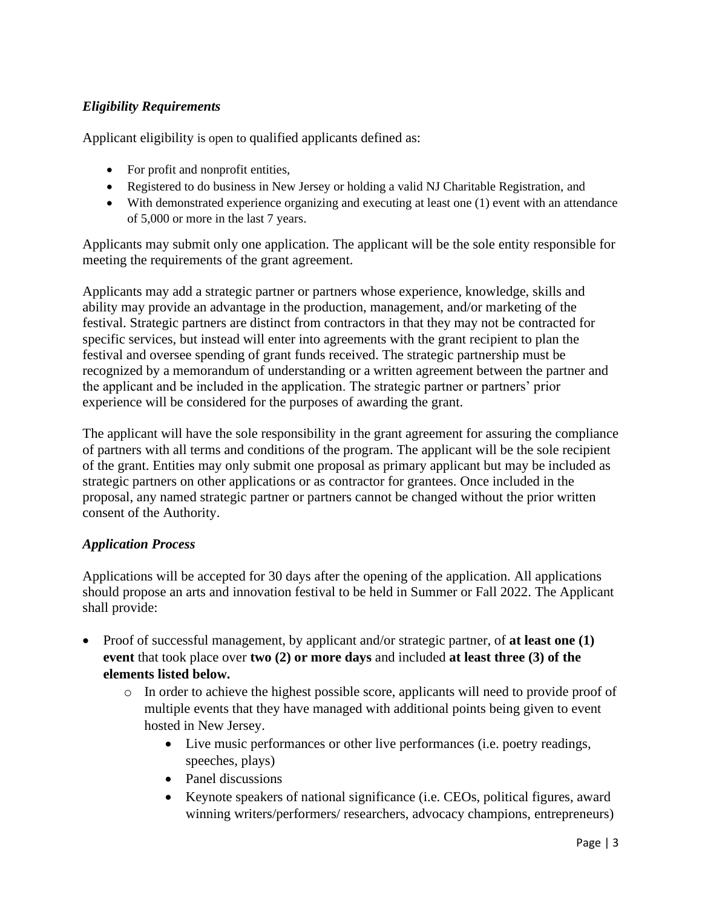### *Eligibility Requirements*

Applicant eligibility is open to qualified applicants defined as:

- For profit and nonprofit entities,
- Registered to do business in New Jersey or holding a valid NJ Charitable Registration, and
- With demonstrated experience organizing and executing at least one (1) event with an attendance of 5,000 or more in the last 7 years.

Applicants may submit only one application. The applicant will be the sole entity responsible for meeting the requirements of the grant agreement.

Applicants may add a strategic partner or partners whose experience, knowledge, skills and ability may provide an advantage in the production, management, and/or marketing of the festival. Strategic partners are distinct from contractors in that they may not be contracted for specific services, but instead will enter into agreements with the grant recipient to plan the festival and oversee spending of grant funds received. The strategic partnership must be recognized by a memorandum of understanding or a written agreement between the partner and the applicant and be included in the application. The strategic partner or partners' prior experience will be considered for the purposes of awarding the grant.

The applicant will have the sole responsibility in the grant agreement for assuring the compliance of partners with all terms and conditions of the program. The applicant will be the sole recipient of the grant. Entities may only submit one proposal as primary applicant but may be included as strategic partners on other applications or as contractor for grantees. Once included in the proposal, any named strategic partner or partners cannot be changed without the prior written consent of the Authority.

### *Application Process*

Applications will be accepted for 30 days after the opening of the application. All applications should propose an arts and innovation festival to be held in Summer or Fall 2022. The Applicant shall provide:

- Proof of successful management, by applicant and/or strategic partner, of **at least one (1) event** that took place over **two (2) or more days** and included **at least three (3) of the elements listed below.**
  - In order to achieve the highest possible score, applicants will need to provide proof of multiple events that they have managed with additional points being given to event hosted in New Jersey.
    - Live music performances or other live performances (i.e. poetry readings, speeches, plays)
    - Panel discussions
    - Keynote speakers of national significance (i.e. CEOs, political figures, award winning writers/performers/ researchers, advocacy champions, entrepreneurs)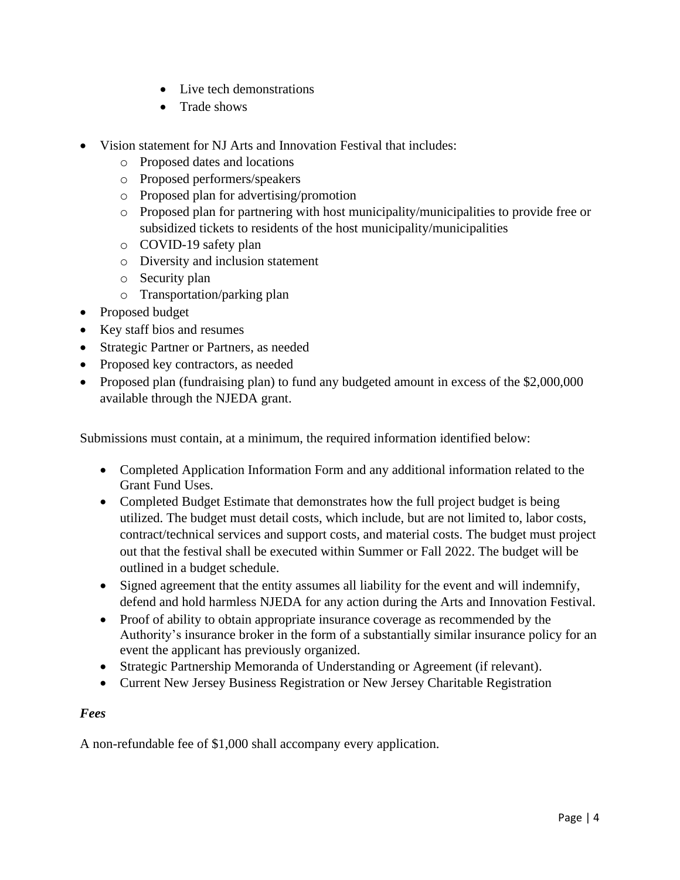- Live tech demonstrations
  - Trade shows

- Vision statement for NJ Arts and Innovation Festival that includes:
  - Proposed dates and locations
  - Proposed performers/speakers
  - Proposed plan for advertising/promotion
  - Proposed plan for partnering with host municipality/municipalities to provide free or subsidized tickets to residents of the host municipality/municipalities
  - COVID-19 safety plan
  - Diversity and inclusion statement
  - Security plan
  - Transportation/parking plan
- Proposed budget
- Key staff bios and resumes
- Strategic Partner or Partners, as needed
- Proposed key contractors, as needed
- Proposed plan (fundraising plan) to fund any budgeted amount in excess of the $2,000,000 available through the NJEDA grant.

Submissions must contain, at a minimum, the required information identified below:

- Completed Application Information Form and any additional information related to the Grant Fund Uses.
- Completed Budget Estimate that demonstrates how the full project budget is being utilized. The budget must detail costs, which include, but are not limited to, labor costs, contract/technical services and support costs, and material costs. The budget must project out that the festival shall be executed within Summer or Fall 2022. The budget will be outlined in a budget schedule.
- Signed agreement that the entity assumes all liability for the event and will indemnify, defend and hold harmless NJEDA for any action during the Arts and Innovation Festival.
- Proof of ability to obtain appropriate insurance coverage as recommended by the Authority's insurance broker in the form of a substantially similar insurance policy for an event the applicant has previously organized.
- Strategic Partnership Memoranda of Understanding or Agreement (if relevant).
- Current New Jersey Business Registration or New Jersey Charitable Registration

***Fees***

A non-refundable fee of $1,000 shall accompany every application.